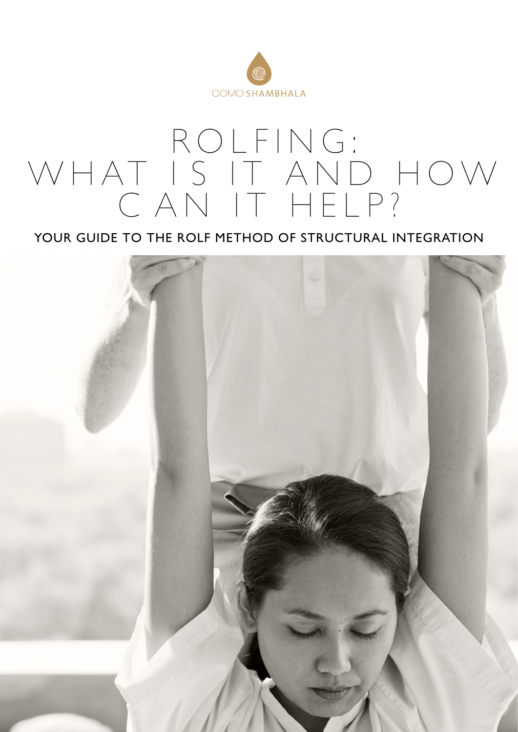COMO SHAMBHALA

# ROLFING: WHAT IS IT AND HOW CAN IT HELP?

## YOUR GUIDE TO THE ROLF METHOD OF STRUCTURAL INTEGRATION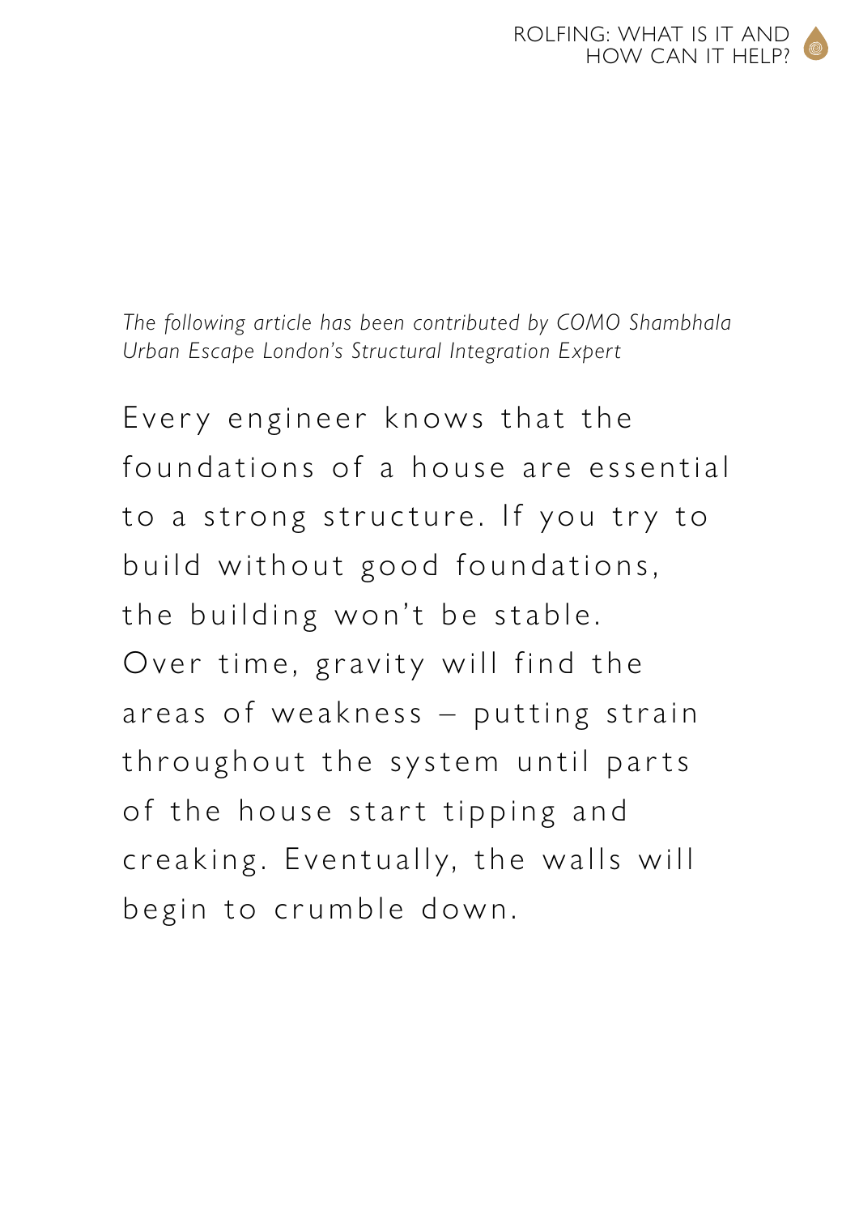*The following article has been contributed by COMO Shambhala Urban Escape London's Structural Integration Expert*

Every engineer knows that the foundations of a house are essential to a strong structure. If you try to build without good foundations, the building won't be stable. Over time, gravity will find the areas of weakness – putting strain throughout the system until parts of the house start tipping and creaking. Eventually, the walls will begin to crumble down.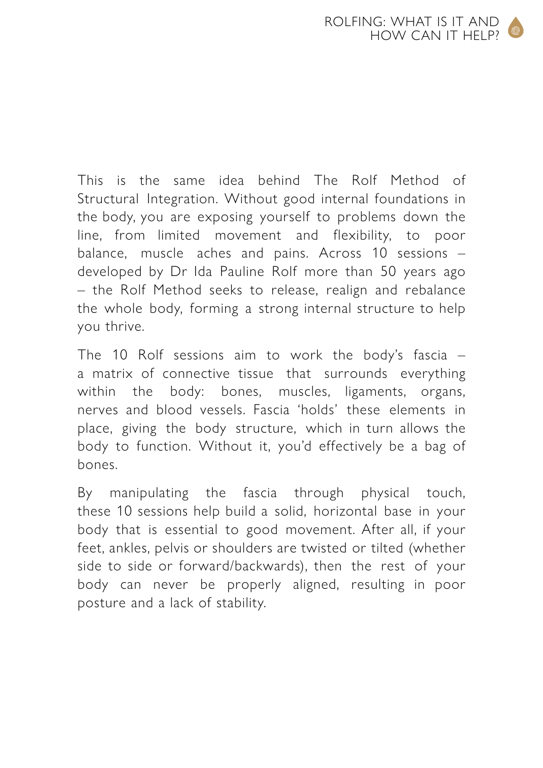This is the same idea behind The Rolf Method of Structural Integration. Without good internal foundations in the body, you are exposing yourself to problems down the line, from limited movement and flexibility, to poor balance, muscle aches and pains. Across 10 sessions – developed by Dr Ida Pauline Rolf more than 50 years ago – the Rolf Method seeks to release, realign and rebalance the whole body, forming a strong internal structure to help you thrive.

The 10 Rolf sessions aim to work the body's fascia – a matrix of connective tissue that surrounds everything within the body: bones, muscles, ligaments, organs, nerves and blood vessels. Fascia 'holds' these elements in place, giving the body structure, which in turn allows the body to function. Without it, you'd effectively be a bag of bones.

By manipulating the fascia through physical touch, these 10 sessions help build a solid, horizontal base in your body that is essential to good movement. After all, if your feet, ankles, pelvis or shoulders are twisted or tilted (whether side to side or forward/backwards), then the rest of your body can never be properly aligned, resulting in poor posture and a lack of stability.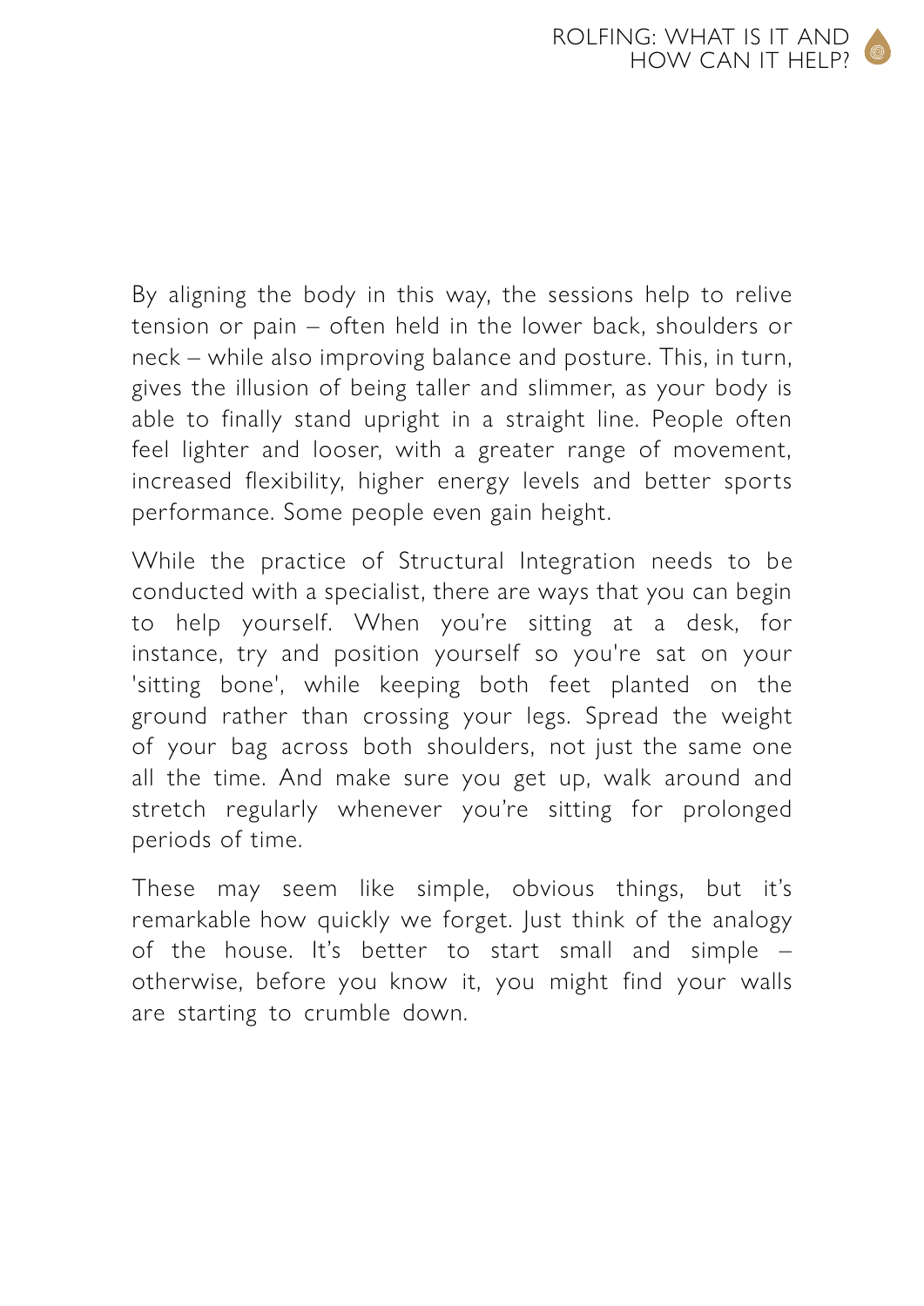By aligning the body in this way, the sessions help to relive tension or pain – often held in the lower back, shoulders or neck – while also improving balance and posture. This, in turn, gives the illusion of being taller and slimmer, as your body is able to finally stand upright in a straight line. People often feel lighter and looser, with a greater range of movement, increased flexibility, higher energy levels and better sports performance. Some people even gain height.

While the practice of Structural Integration needs to be conducted with a specialist, there are ways that you can begin to help yourself. When you're sitting at a desk, for instance, try and position yourself so you're sat on your 'sitting bone', while keeping both feet planted on the ground rather than crossing your legs. Spread the weight of your bag across both shoulders, not just the same one all the time. And make sure you get up, walk around and stretch regularly whenever you're sitting for prolonged periods of time.

These may seem like simple, obvious things, but it's remarkable how quickly we forget. Just think of the analogy of the house. It's better to start small and simple – otherwise, before you know it, you might find your walls are starting to crumble down.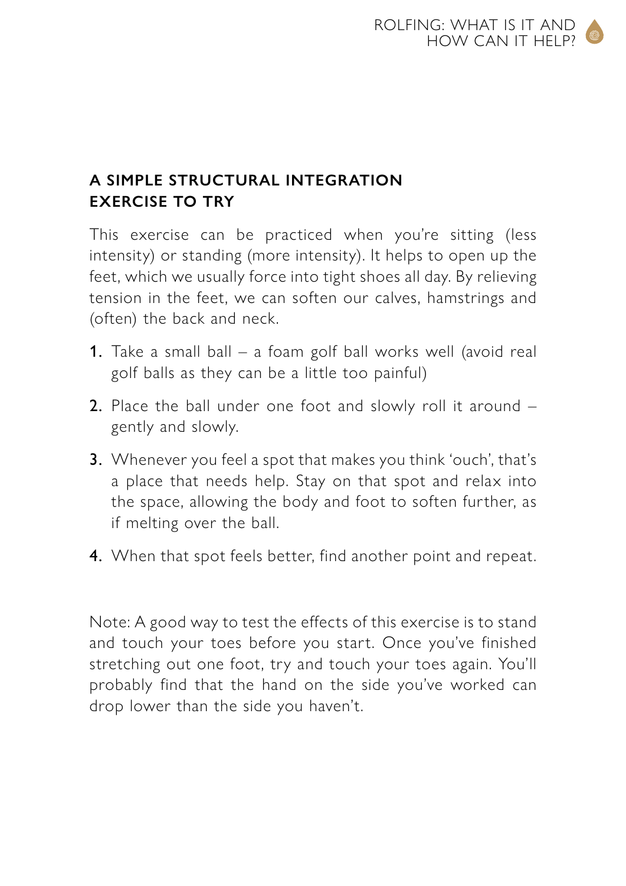## A SIMPLE STRUCTURAL INTEGRATION EXERCISE TO TRY

This exercise can be practiced when you're sitting (less intensity) or standing (more intensity). It helps to open up the feet, which we usually force into tight shoes all day. By relieving tension in the feet, we can soften our calves, hamstrings and (often) the back and neck.

1. Take a small ball – a foam golf ball works well (avoid real golf balls as they can be a little too painful)
2. Place the ball under one foot and slowly roll it around – gently and slowly.
3. Whenever you feel a spot that makes you think 'ouch', that's a place that needs help. Stay on that spot and relax into the space, allowing the body and foot to soften further, as if melting over the ball.
4. When that spot feels better, find another point and repeat.

Note: A good way to test the effects of this exercise is to stand and touch your toes before you start. Once you've finished stretching out one foot, try and touch your toes again. You'll probably find that the hand on the side you've worked can drop lower than the side you haven't.